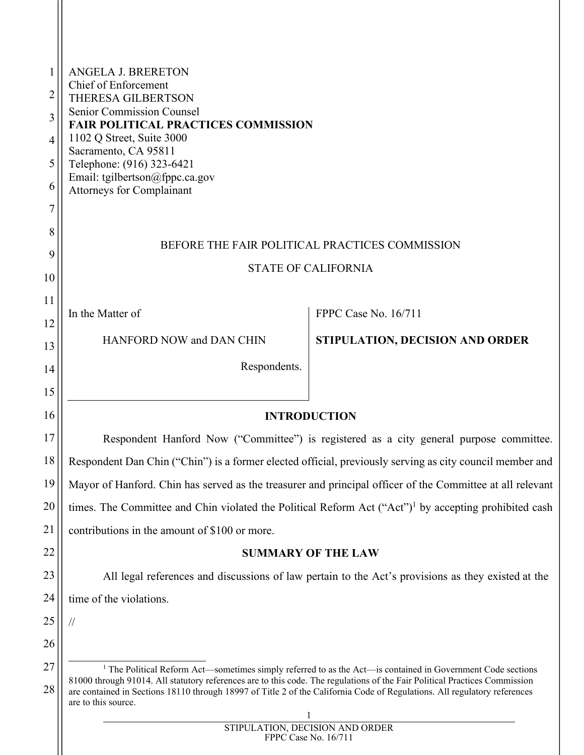ANGELA J. BRERETON
Chief of Enforcement
THERESA GILBERTSON
Senior Commission Counsel
**FAIR POLITICAL PRACTICES COMMISSION**
1102 Q Street, Suite 3000
Sacramento, CA 95811
Telephone: (916) 323-6421
Email: tgilbertson@fppc.ca.gov
Attorneys for Complainant

BEFORE THE FAIR POLITICAL PRACTICES COMMISSION

STATE OF CALIFORNIA

| In the Matter of<br><br>HANFORD NOW and DAN CHIN<br><br>Respondents. | FPPC Case No. 16/711<br><br>**STIPULATION, DECISION AND ORDER** |
|---|---|

## INTRODUCTION

Respondent Hanford Now ("Committee") is registered as a city general purpose committee. Respondent Dan Chin ("Chin") is a former elected official, previously serving as city council member and Mayor of Hanford. Chin has served as the treasurer and principal officer of the Committee at all relevant times. The Committee and Chin violated the Political Reform Act ("Act")[1] by accepting prohibited cash contributions in the amount of $100 or more.

## SUMMARY OF THE LAW

All legal references and discussions of law pertain to the Act's provisions as they existed at the time of the violations.

//

[1] The Political Reform Act—sometimes simply referred to as the Act—is contained in Government Code sections 81000 through 91014. All statutory references are to this code. The regulations of the Fair Political Practices Commission are contained in Sections 18110 through 18997 of Title 2 of the California Code of Regulations. All regulatory references are to this source.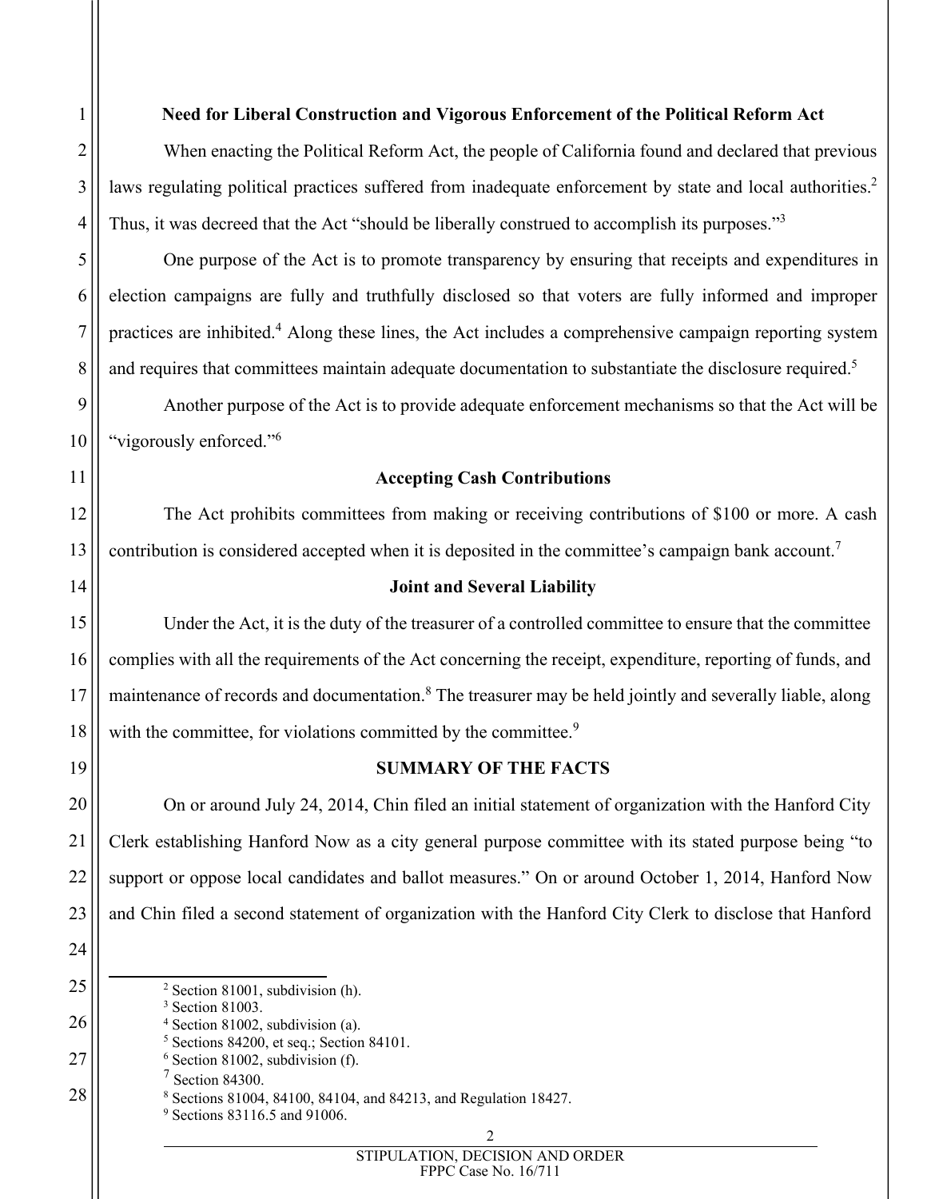**Need for Liberal Construction and Vigorous Enforcement of the Political Reform Act**

When enacting the Political Reform Act, the people of California found and declared that previous laws regulating political practices suffered from inadequate enforcement by state and local authorities.[2] Thus, it was decreed that the Act "should be liberally construed to accomplish its purposes."[3]

One purpose of the Act is to promote transparency by ensuring that receipts and expenditures in election campaigns are fully and truthfully disclosed so that voters are fully informed and improper practices are inhibited.[4] Along these lines, the Act includes a comprehensive campaign reporting system and requires that committees maintain adequate documentation to substantiate the disclosure required.[5]

Another purpose of the Act is to provide adequate enforcement mechanisms so that the Act will be "vigorously enforced."[6]

**Accepting Cash Contributions**

The Act prohibits committees from making or receiving contributions of $100 or more. A cash contribution is considered accepted when it is deposited in the committee's campaign bank account.[7]

**Joint and Several Liability**

Under the Act, it is the duty of the treasurer of a controlled committee to ensure that the committee complies with all the requirements of the Act concerning the receipt, expenditure, reporting of funds, and maintenance of records and documentation.[8] The treasurer may be held jointly and severally liable, along with the committee, for violations committed by the committee.[9]

## SUMMARY OF THE FACTS

On or around July 24, 2014, Chin filed an initial statement of organization with the Hanford City Clerk establishing Hanford Now as a city general purpose committee with its stated purpose being "to support or oppose local candidates and ballot measures." On or around October 1, 2014, Hanford Now and Chin filed a second statement of organization with the Hanford City Clerk to disclose that Hanford

---

[2] Section 81001, subdivision (h).

[3] Section 81003.

[4] Section 81002, subdivision (a).

[5] Sections 84200, et seq.; Section 84101.

[6] Section 81002, subdivision (f).

[7] Section 84300.

[8] Sections 81004, 84100, 84104, and 84213, and Regulation 18427.

[9] Sections 83116.5 and 91006.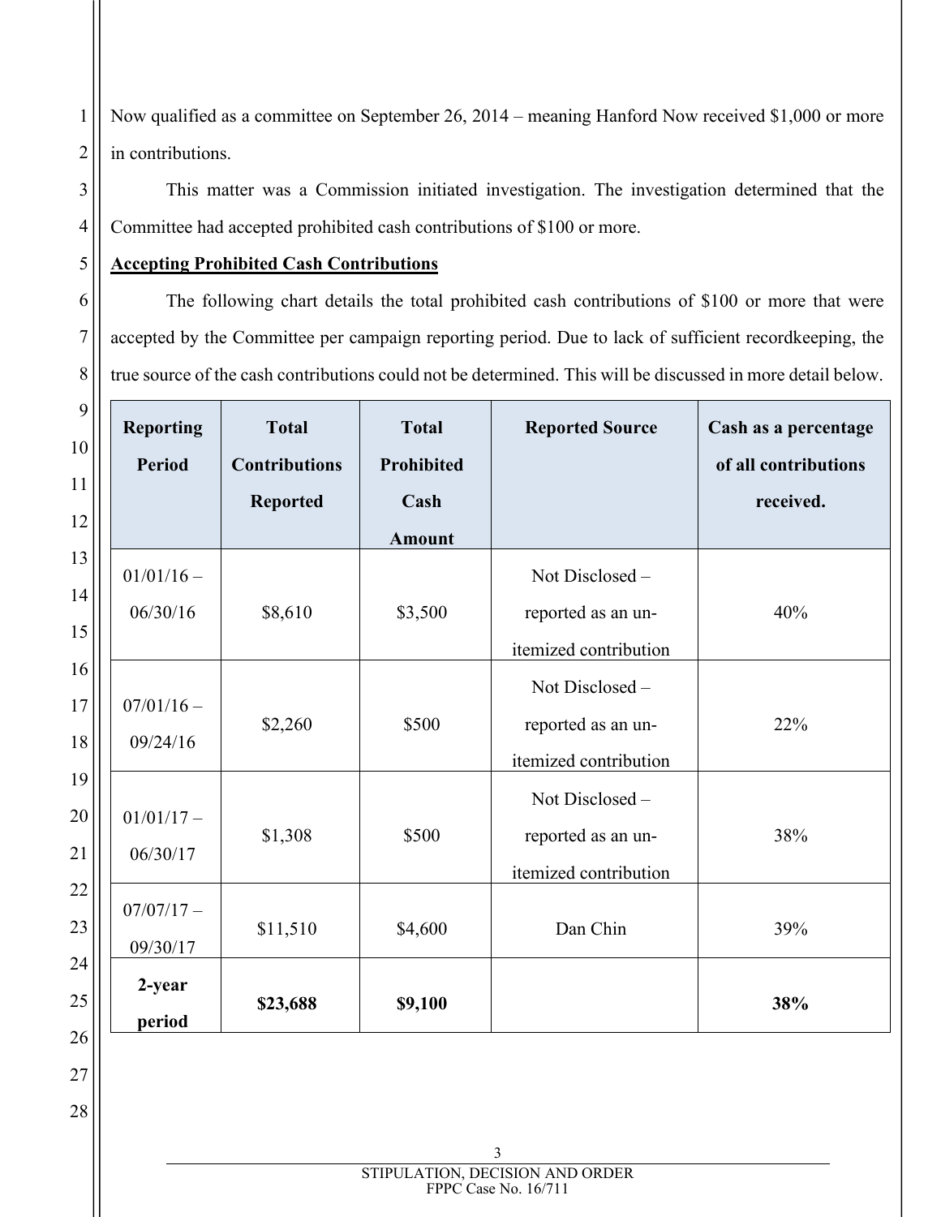Now qualified as a committee on September 26, 2014 – meaning Hanford Now received $1,000 or more in contributions.

This matter was a Commission initiated investigation. The investigation determined that the Committee had accepted prohibited cash contributions of $100 or more.

**Accepting Prohibited Cash Contributions**

The following chart details the total prohibited cash contributions of $100 or more that were accepted by the Committee per campaign reporting period. Due to lack of sufficient recordkeeping, the true source of the cash contributions could not be determined. This will be discussed in more detail below.

| Reporting Period | Total Contributions Reported | Total Prohibited Cash Amount | Reported Source | Cash as a percentage of all contributions received. |
|---|---|---|---|---|
| 01/01/16 – 06/30/16 | $8,610 | $3,500 | Not Disclosed – reported as an un-itemized contribution | 40% |
| 07/01/16 – 09/24/16 | $2,260 | $500 | Not Disclosed – reported as an un-itemized contribution | 22% |
| 01/01/17 – 06/30/17 | $1,308 | $500 | Not Disclosed – reported as an un-itemized contribution | 38% |
| 07/07/17 – 09/30/17 | $11,510 | $4,600 | Dan Chin | 39% |
| **2-year period** | **$23,688** | **$9,100** | | **38%** |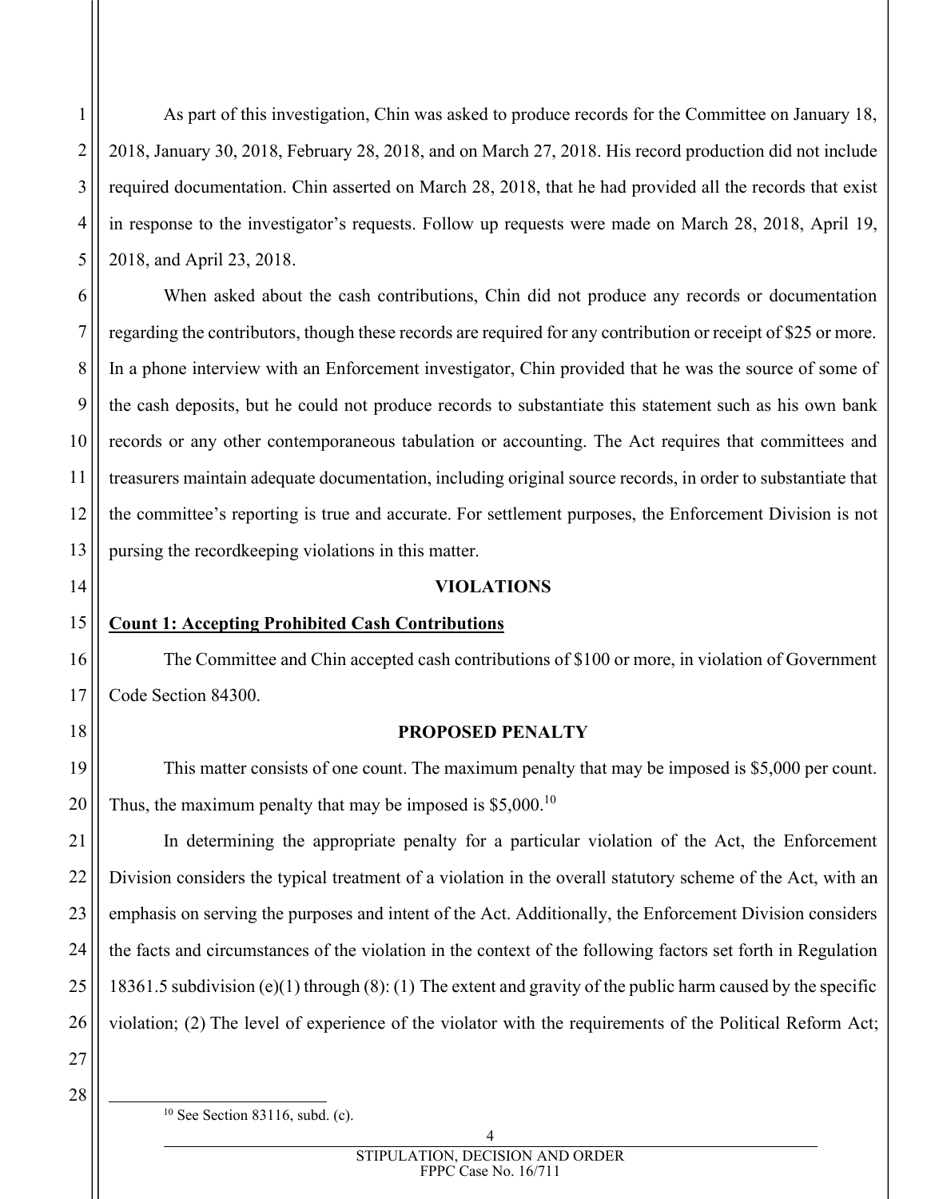As part of this investigation, Chin was asked to produce records for the Committee on January 18, 2018, January 30, 2018, February 28, 2018, and on March 27, 2018. His record production did not include required documentation. Chin asserted on March 28, 2018, that he had provided all the records that exist in response to the investigator's requests. Follow up requests were made on March 28, 2018, April 19, 2018, and April 23, 2018.

When asked about the cash contributions, Chin did not produce any records or documentation regarding the contributors, though these records are required for any contribution or receipt of $25 or more. In a phone interview with an Enforcement investigator, Chin provided that he was the source of some of the cash deposits, but he could not produce records to substantiate this statement such as his own bank records or any other contemporaneous tabulation or accounting. The Act requires that committees and treasurers maintain adequate documentation, including original source records, in order to substantiate that the committee's reporting is true and accurate. For settlement purposes, the Enforcement Division is not pursuing the recordkeeping violations in this matter.

## VIOLATIONS

**Count 1: Accepting Prohibited Cash Contributions**

The Committee and Chin accepted cash contributions of $100 or more, in violation of Government Code Section 84300.

## PROPOSED PENALTY

This matter consists of one count. The maximum penalty that may be imposed is $5,000 per count. Thus, the maximum penalty that may be imposed is $5,000.[10]

In determining the appropriate penalty for a particular violation of the Act, the Enforcement Division considers the typical treatment of a violation in the overall statutory scheme of the Act, with an emphasis on serving the purposes and intent of the Act. Additionally, the Enforcement Division considers the facts and circumstances of the violation in the context of the following factors set forth in Regulation 18361.5 subdivision (e)(1) through (8): (1) The extent and gravity of the public harm caused by the specific violation; (2) The level of experience of the violator with the requirements of the Political Reform Act;

[10] See Section 83116, subd. (c).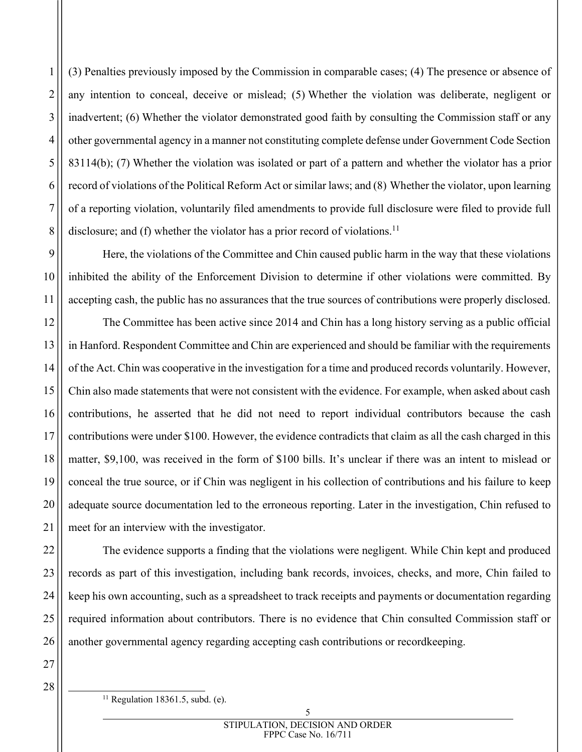(3) Penalties previously imposed by the Commission in comparable cases; (4) The presence or absence of any intention to conceal, deceive or mislead; (5) Whether the violation was deliberate, negligent or inadvertent; (6) Whether the violator demonstrated good faith by consulting the Commission staff or any other governmental agency in a manner not constituting complete defense under Government Code Section 83114(b); (7) Whether the violation was isolated or part of a pattern and whether the violator has a prior record of violations of the Political Reform Act or similar laws; and (8) Whether the violator, upon learning of a reporting violation, voluntarily filed amendments to provide full disclosure were filed to provide full disclosure; and (f) whether the violator has a prior record of violations.[11]

Here, the violations of the Committee and Chin caused public harm in the way that these violations inhibited the ability of the Enforcement Division to determine if other violations were committed. By accepting cash, the public has no assurances that the true sources of contributions were properly disclosed.

The Committee has been active since 2014 and Chin has a long history serving as a public official in Hanford. Respondent Committee and Chin are experienced and should be familiar with the requirements of the Act. Chin was cooperative in the investigation for a time and produced records voluntarily. However, Chin also made statements that were not consistent with the evidence. For example, when asked about cash contributions, he asserted that he did not need to report individual contributors because the cash contributions were under $100. However, the evidence contradicts that claim as all the cash charged in this matter, $9,100, was received in the form of $100 bills. It's unclear if there was an intent to mislead or conceal the true source, or if Chin was negligent in his collection of contributions and his failure to keep adequate source documentation led to the erroneous reporting. Later in the investigation, Chin refused to meet for an interview with the investigator.

The evidence supports a finding that the violations were negligent. While Chin kept and produced records as part of this investigation, including bank records, invoices, checks, and more, Chin failed to keep his own accounting, such as a spreadsheet to track receipts and payments or documentation regarding required information about contributors. There is no evidence that Chin consulted Commission staff or another governmental agency regarding accepting cash contributions or recordkeeping.

---

[11] Regulation 18361.5, subd. (e).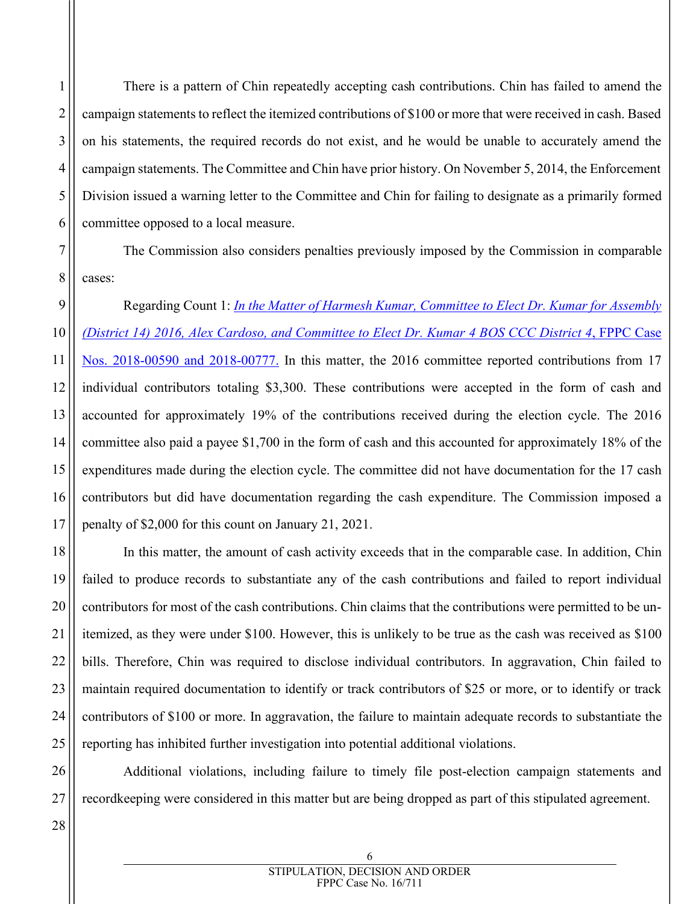There is a pattern of Chin repeatedly accepting cash contributions. Chin has failed to amend the campaign statements to reflect the itemized contributions of $100 or more that were received in cash. Based on his statements, the required records do not exist, and he would be unable to accurately amend the campaign statements. The Committee and Chin have prior history. On November 5, 2014, the Enforcement Division issued a warning letter to the Committee and Chin for failing to designate as a primarily formed committee opposed to a local measure.

The Commission also considers penalties previously imposed by the Commission in comparable cases:

Regarding Count 1: *In the Matter of Harmesh Kumar, Committee to Elect Dr. Kumar for Assembly (District 14) 2016, Alex Cardoso, and Committee to Elect Dr. Kumar 4 BOS CCC District 4*, FPPC Case Nos. 2018-00590 and 2018-00777. In this matter, the 2016 committee reported contributions from 17 individual contributors totaling $3,300. These contributions were accepted in the form of cash and accounted for approximately 19% of the contributions received during the election cycle. The 2016 committee also paid a payee $1,700 in the form of cash and this accounted for approximately 18% of the expenditures made during the election cycle. The committee did not have documentation for the 17 cash contributors but did have documentation regarding the cash expenditure. The Commission imposed a penalty of $2,000 for this count on January 21, 2021.

In this matter, the amount of cash activity exceeds that in the comparable case. In addition, Chin failed to produce records to substantiate any of the cash contributions and failed to report individual contributors for most of the cash contributions. Chin claims that the contributions were permitted to be un-itemized, as they were under $100. However, this is unlikely to be true as the cash was received as $100 bills. Therefore, Chin was required to disclose individual contributors. In aggravation, Chin failed to maintain required documentation to identify or track contributors of $25 or more, or to identify or track contributors of $100 or more. In aggravation, the failure to maintain adequate records to substantiate the reporting has inhibited further investigation into potential additional violations.

Additional violations, including failure to timely file post-election campaign statements and recordkeeping were considered in this matter but are being dropped as part of this stipulated agreement.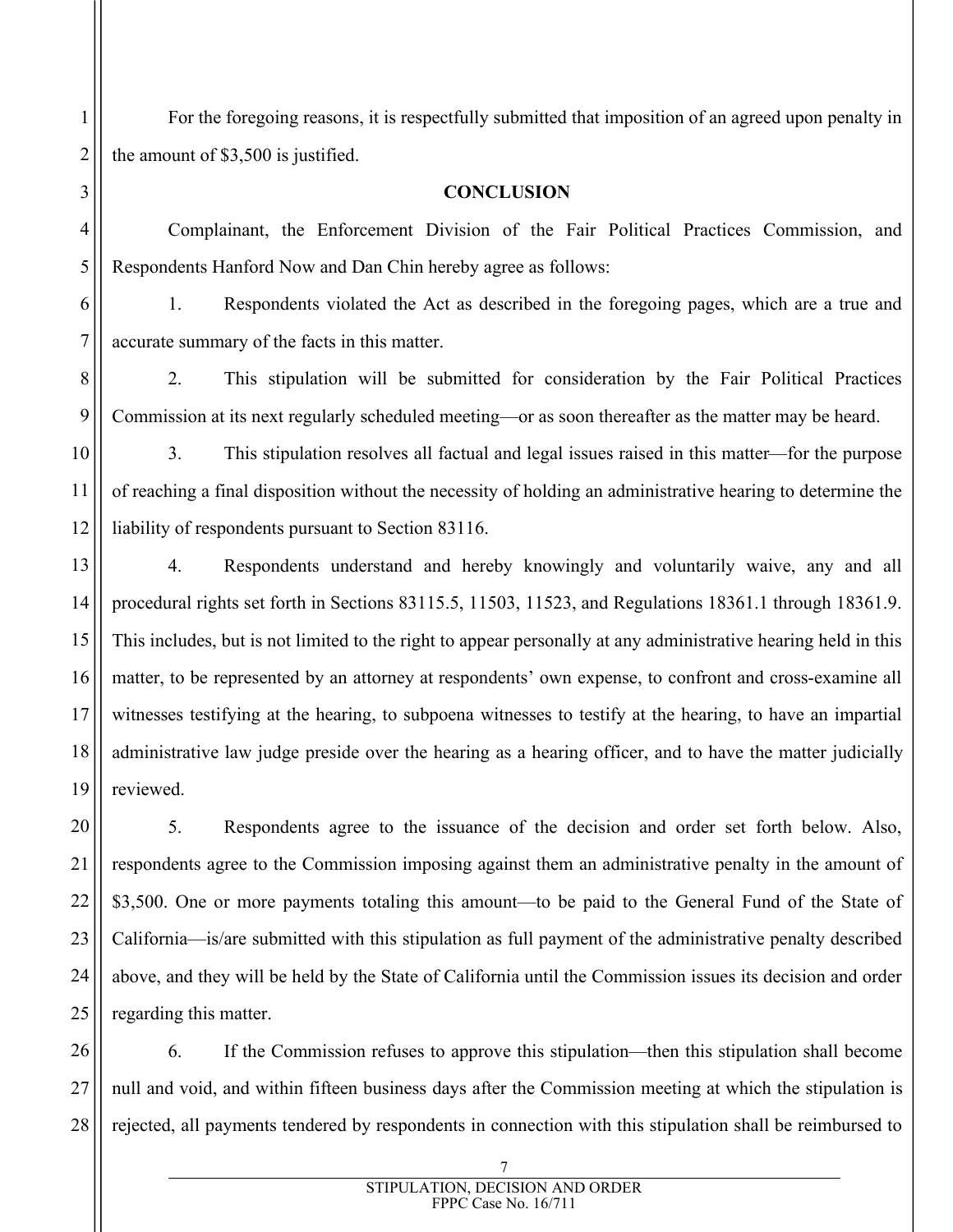For the foregoing reasons, it is respectfully submitted that imposition of an agreed upon penalty in the amount of $3,500 is justified.

**CONCLUSION**

Complainant, the Enforcement Division of the Fair Political Practices Commission, and Respondents Hanford Now and Dan Chin hereby agree as follows:

1. Respondents violated the Act as described in the foregoing pages, which are a true and accurate summary of the facts in this matter.

2. This stipulation will be submitted for consideration by the Fair Political Practices Commission at its next regularly scheduled meeting—or as soon thereafter as the matter may be heard.

3. This stipulation resolves all factual and legal issues raised in this matter—for the purpose of reaching a final disposition without the necessity of holding an administrative hearing to determine the liability of respondents pursuant to Section 83116.

4. Respondents understand and hereby knowingly and voluntarily waive, any and all procedural rights set forth in Sections 83115.5, 11503, 11523, and Regulations 18361.1 through 18361.9. This includes, but is not limited to the right to appear personally at any administrative hearing held in this matter, to be represented by an attorney at respondents' own expense, to confront and cross-examine all witnesses testifying at the hearing, to subpoena witnesses to testify at the hearing, to have an impartial administrative law judge preside over the hearing as a hearing officer, and to have the matter judicially reviewed.

5. Respondents agree to the issuance of the decision and order set forth below. Also, respondents agree to the Commission imposing against them an administrative penalty in the amount of $3,500. One or more payments totaling this amount—to be paid to the General Fund of the State of California—is/are submitted with this stipulation as full payment of the administrative penalty described above, and they will be held by the State of California until the Commission issues its decision and order regarding this matter.

6. If the Commission refuses to approve this stipulation—then this stipulation shall become null and void, and within fifteen business days after the Commission meeting at which the stipulation is rejected, all payments tendered by respondents in connection with this stipulation shall be reimbursed to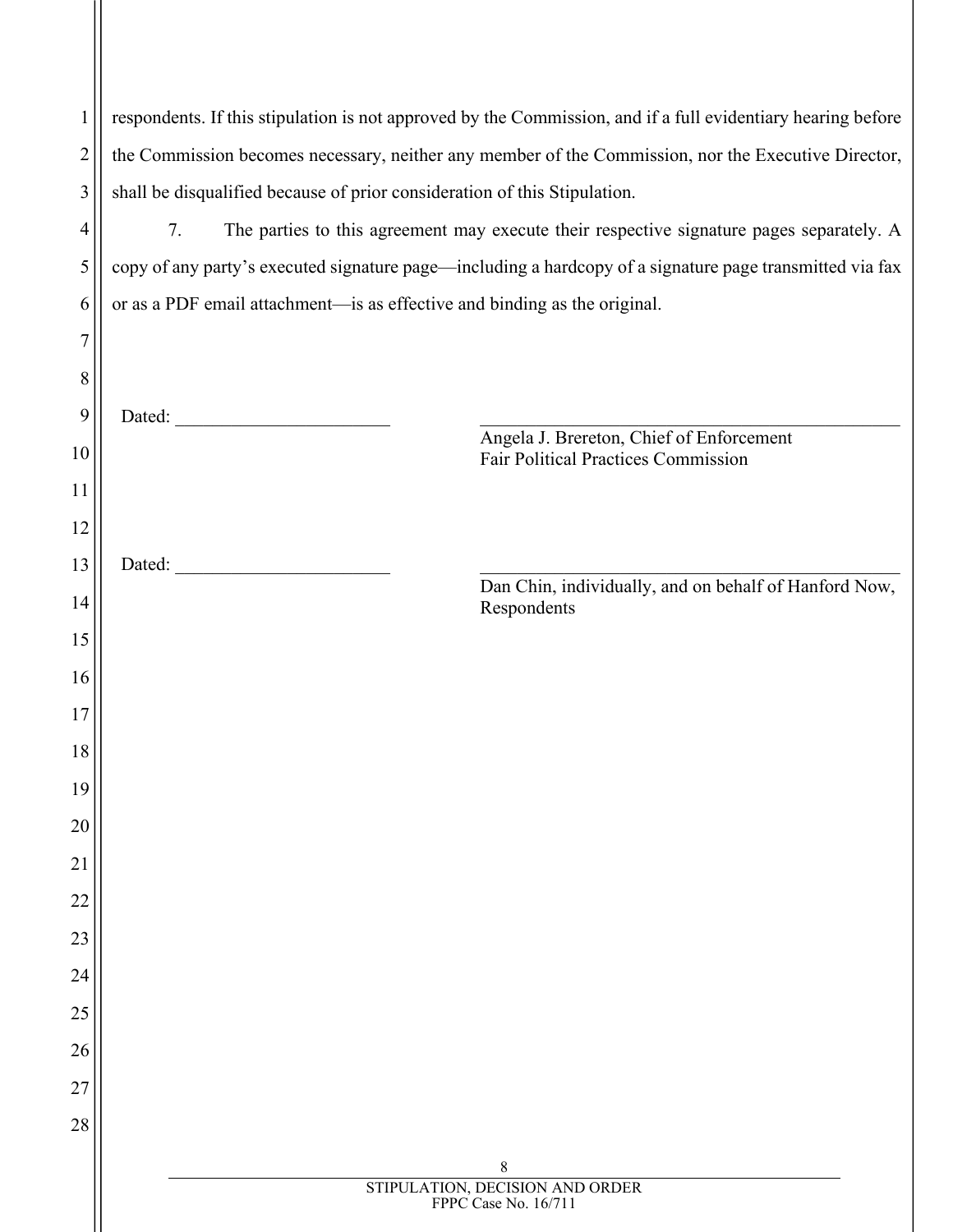respondents. If this stipulation is not approved by the Commission, and if a full evidentiary hearing before the Commission becomes necessary, neither any member of the Commission, nor the Executive Director, shall be disqualified because of prior consideration of this Stipulation.

7. The parties to this agreement may execute their respective signature pages separately. A copy of any party's executed signature page—including a hardcopy of a signature page transmitted via fax or as a PDF email attachment—is as effective and binding as the original.

Dated: ______________________

______________________________________
Angela J. Brereton, Chief of Enforcement
Fair Political Practices Commission

Dated: ______________________

______________________________________
Dan Chin, individually, and on behalf of Hanford Now, Respondents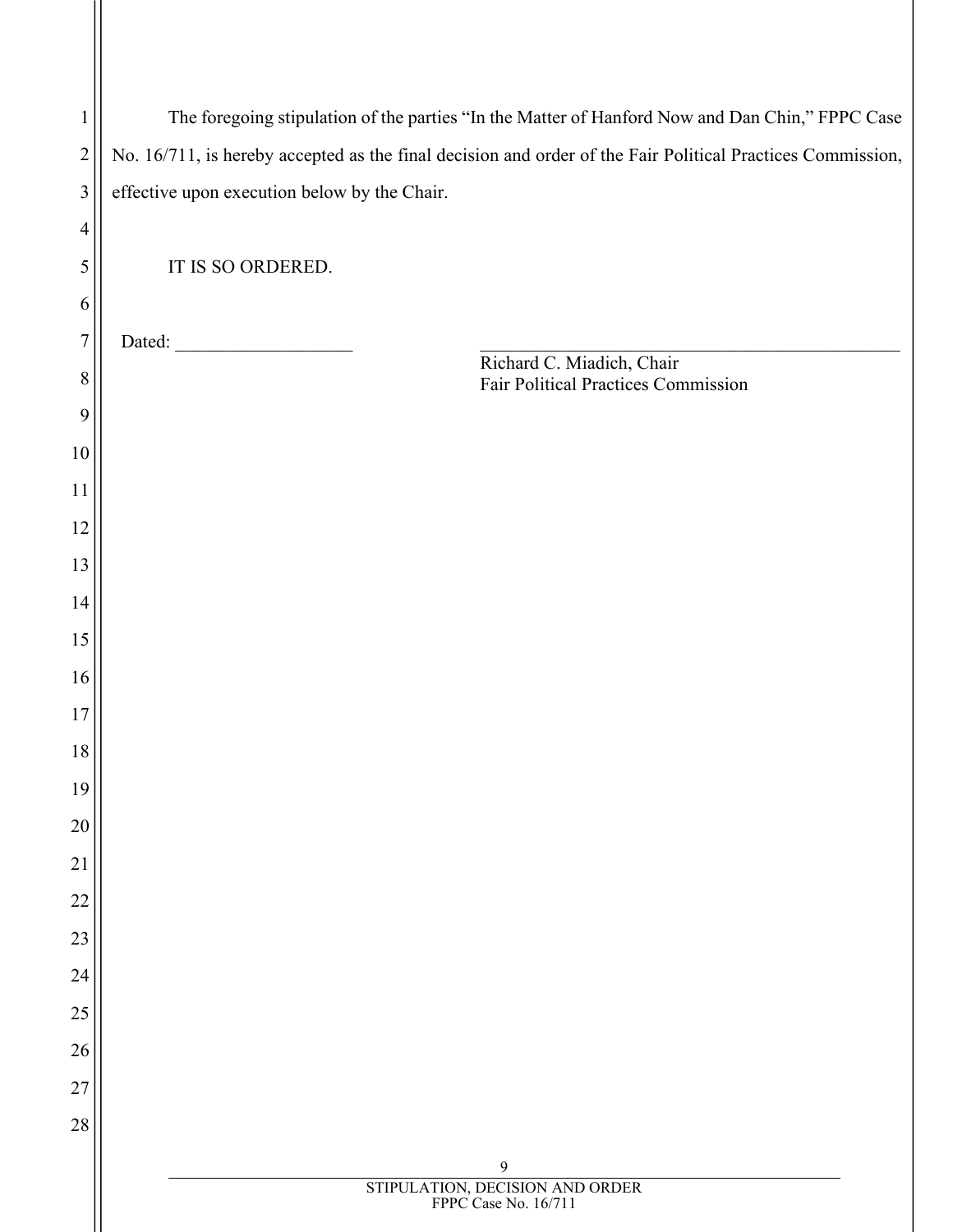The foregoing stipulation of the parties "In the Matter of Hanford Now and Dan Chin," FPPC Case No. 16/711, is hereby accepted as the final decision and order of the Fair Political Practices Commission, effective upon execution below by the Chair.

IT IS SO ORDERED.

Dated: ___________________

_____________________________________________
Richard C. Miadich, Chair
Fair Political Practices Commission